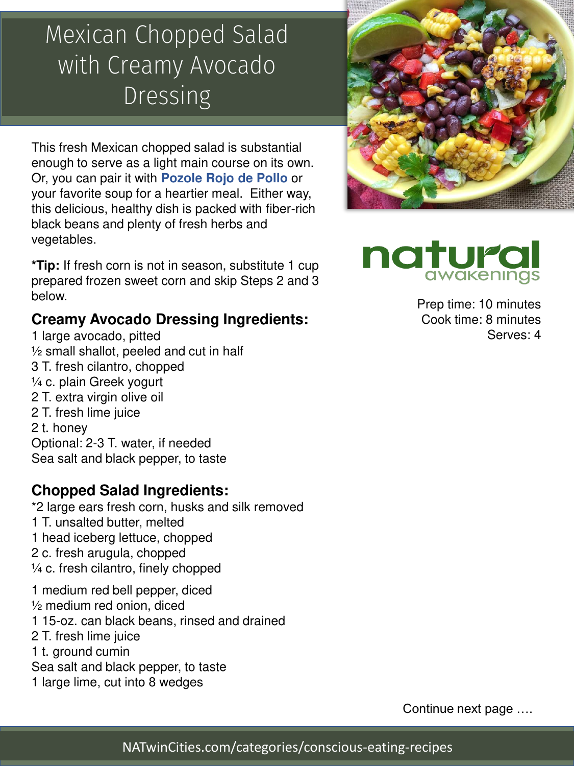# Mexican Chopped Salad with Creamy Avocado Dressing

This fresh Mexican chopped salad is substantial enough to serve as a light main course on its own. Or, you can pair it with **Pozole Rojo de Pollo** or your favorite soup for a heartier meal. Either way, this delicious, healthy dish is packed with fiber-rich black beans and plenty of fresh herbs and vegetables.

***Tip:** If fresh corn is not in season, substitute 1 cup prepared frozen sweet corn and skip Steps 2 and 3 below.

natural awakenings

Prep time: 10 minutes
Cook time: 8 minutes
Serves: 4

## Creamy Avocado Dressing Ingredients:

1 large avocado, pitted
½ small shallot, peeled and cut in half
3 T. fresh cilantro, chopped
¼ c. plain Greek yogurt
2 T. extra virgin olive oil
2 T. fresh lime juice
2 t. honey
Optional: 2-3 T. water, if needed
Sea salt and black pepper, to taste

## Chopped Salad Ingredients:

*2 large ears fresh corn, husks and silk removed
1 T. unsalted butter, melted
1 head iceberg lettuce, chopped
2 c. fresh arugula, chopped
¼ c. fresh cilantro, finely chopped

1 medium red bell pepper, diced
½ medium red onion, diced
1 15-oz. can black beans, rinsed and drained
2 T. fresh lime juice
1 t. ground cumin
Sea salt and black pepper, to taste
1 large lime, cut into 8 wedges

Continue next page ….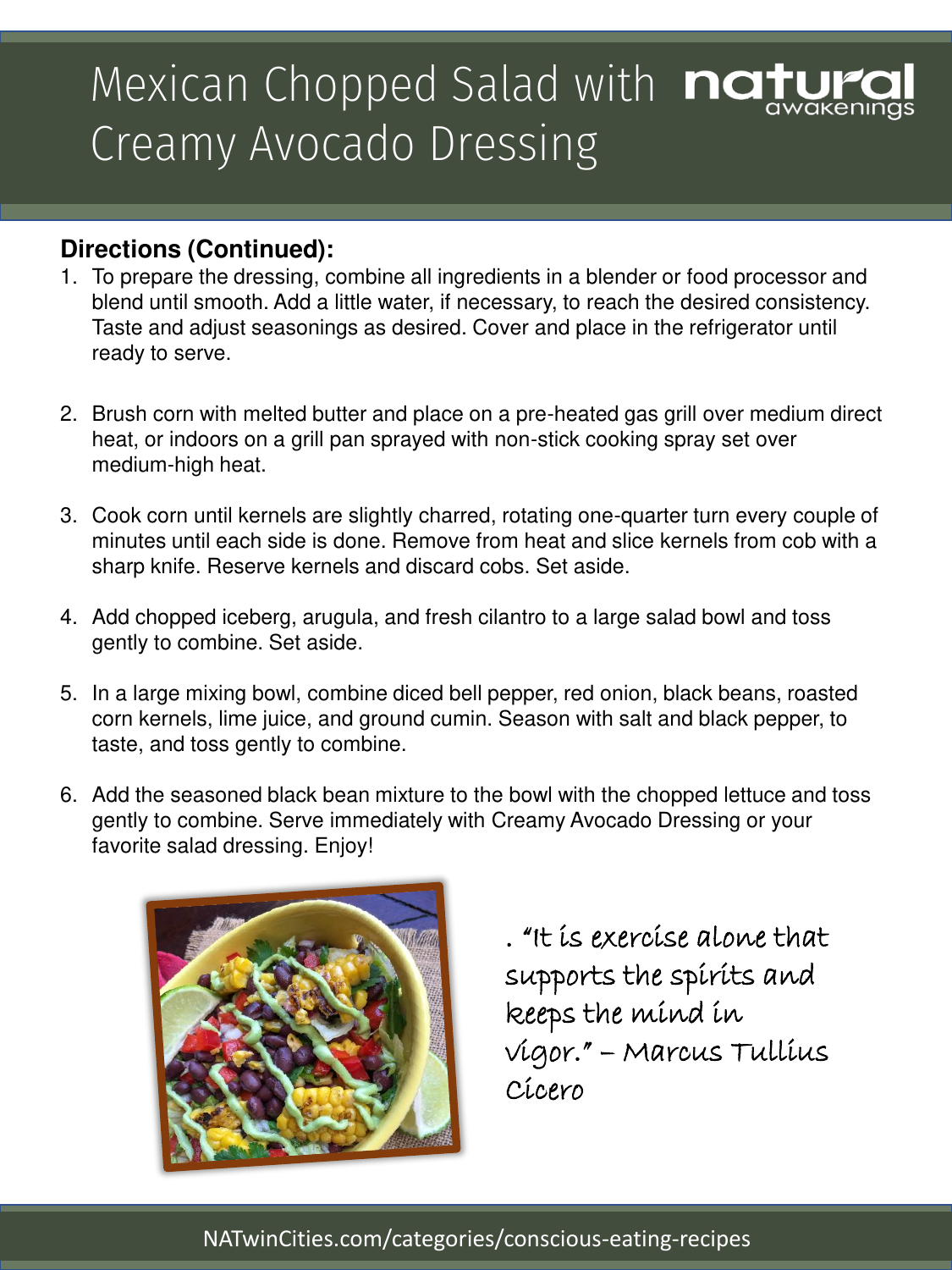# Mexican Chopped Salad with Creamy Avocado Dressing

natural awakenings

**Directions (Continued):**

1. To prepare the dressing, combine all ingredients in a blender or food processor and blend until smooth. Add a little water, if necessary, to reach the desired consistency. Taste and adjust seasonings as desired. Cover and place in the refrigerator until ready to serve.

2. Brush corn with melted butter and place on a pre-heated gas grill over medium direct heat, or indoors on a grill pan sprayed with non-stick cooking spray set over medium-high heat.

3. Cook corn until kernels are slightly charred, rotating one-quarter turn every couple of minutes until each side is done. Remove from heat and slice kernels from cob with a sharp knife. Reserve kernels and discard cobs. Set aside.

4. Add chopped iceberg, arugula, and fresh cilantro to a large salad bowl and toss gently to combine. Set aside.

5. In a large mixing bowl, combine diced bell pepper, red onion, black beans, roasted corn kernels, lime juice, and ground cumin. Season with salt and black pepper, to taste, and toss gently to combine.

6. Add the seasoned black bean mixture to the bowl with the chopped lettuce and toss gently to combine. Serve immediately with Creamy Avocado Dressing or your favorite salad dressing. Enjoy!

. "It is exercise alone that supports the spirits and keeps the mind in vigor." – Marcus Tullius Cicero

NATwinCities.com/categories/conscious-eating-recipes